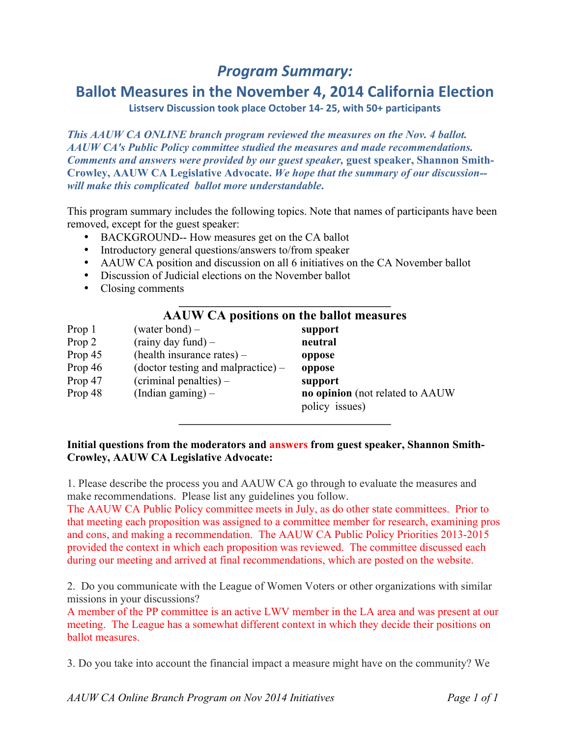# *Program Summary:*

## Ballot Measures in the November 4, 2014 California Election

**Listserv Discussion took place October 14- 25, with 50+ participants**

***This AAUW CA ONLINE branch program reviewed the measures on the Nov. 4 ballot. AAUW CA's Public Policy committee studied the measures and made recommendations. Comments and answers were provided by our guest speaker,*** **guest speaker, Shannon Smith-Crowley, AAUW CA Legislative Advocate.** ***We hope that the summary of our discussion--will make this complicated ballot more understandable.***

This program summary includes the following topics. Note that names of participants have been removed, except for the guest speaker:

- BACKGROUND-- How measures get on the CA ballot
- Introductory general questions/answers to/from speaker
- AAUW CA position and discussion on all 6 initiatives on the CA November ballot
- Discussion of Judicial elections on the November ballot
- Closing comments

---

### AAUW CA positions on the ballot measures

| | | |
|---|---|---|
| Prop 1 | (water bond) – | **support** |
| Prop 2 | (rainy day fund) – | **neutral** |
| Prop 45 | (health insurance rates) – | **oppose** |
| Prop 46 | (doctor testing and malpractice) – | **oppose** |
| Prop 47 | (criminal penalties) – | **support** |
| Prop 48 | (Indian gaming) – | **no opinion** (not related to AAUW policy issues) |

---

**Initial questions from the moderators and answers from guest speaker, Shannon Smith-Crowley, AAUW CA Legislative Advocate:**

1. Please describe the process you and AAUW CA go through to evaluate the measures and make recommendations. Please list any guidelines you follow.
The AAUW CA Public Policy committee meets in July, as do other state committees. Prior to that meeting each proposition was assigned to a committee member for research, examining pros and cons, and making a recommendation. The AAUW CA Public Policy Priorities 2013-2015 provided the context in which each proposition was reviewed. The committee discussed each during our meeting and arrived at final recommendations, which are posted on the website.

2. Do you communicate with the League of Women Voters or other organizations with similar missions in your discussions?
A member of the PP committee is an active LWV member in the LA area and was present at our meeting. The League has a somewhat different context in which they decide their positions on ballot measures.

3. Do you take into account the financial impact a measure might have on the community? We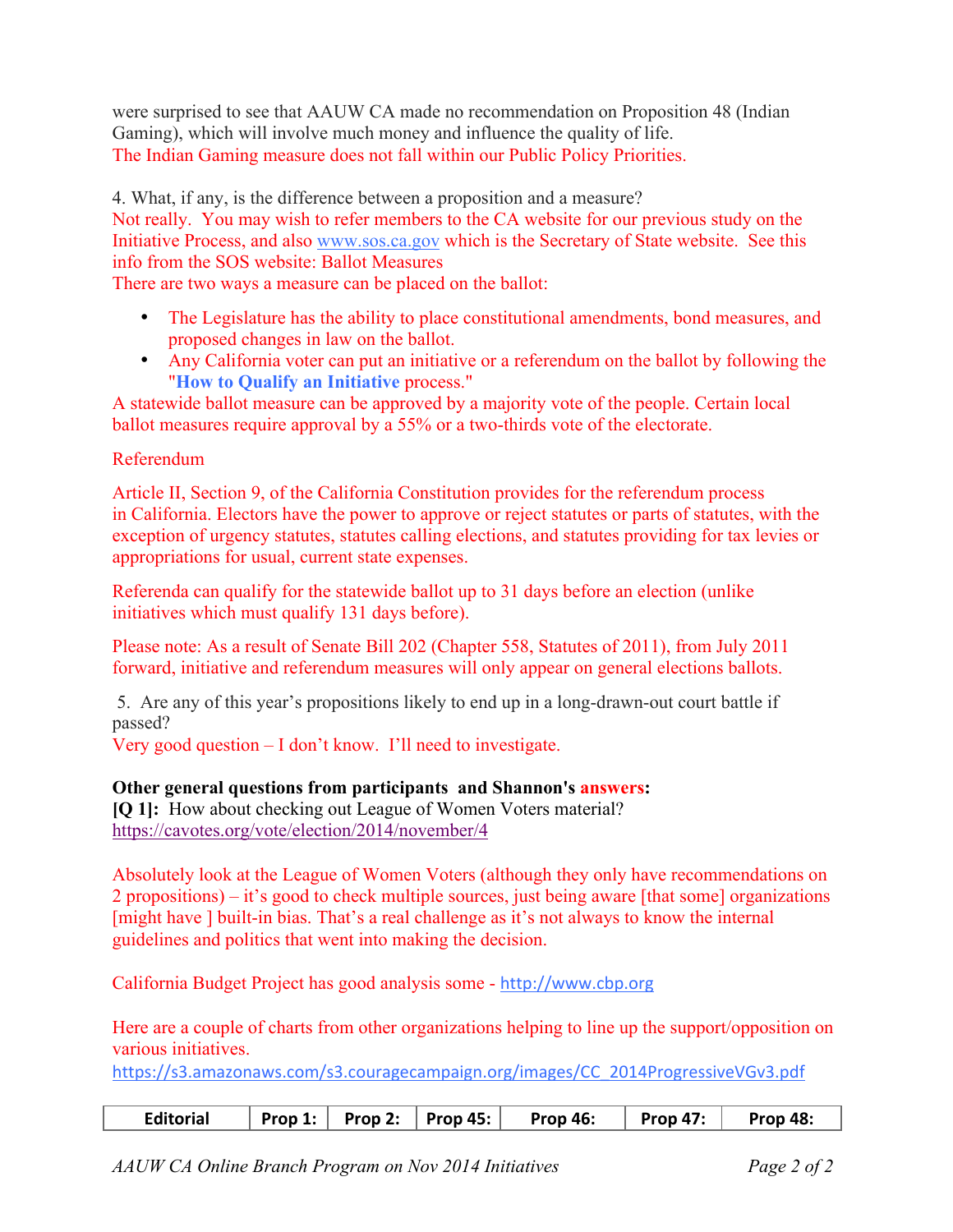were surprised to see that AAUW CA made no recommendation on Proposition 48 (Indian Gaming), which will involve much money and influence the quality of life.
The Indian Gaming measure does not fall within our Public Policy Priorities.

4. What, if any, is the difference between a proposition and a measure?
Not really. You may wish to refer members to the CA website for our previous study on the Initiative Process, and also www.sos.ca.gov which is the Secretary of State website. See this info from the SOS website: Ballot Measures
There are two ways a measure can be placed on the ballot:

- The Legislature has the ability to place constitutional amendments, bond measures, and proposed changes in law on the ballot.
- Any California voter can put an initiative or a referendum on the ballot by following the "**How to Qualify an Initiative** process."

A statewide ballot measure can be approved by a majority vote of the people. Certain local ballot measures require approval by a 55% or a two-thirds vote of the electorate.

Referendum

Article II, Section 9, of the California Constitution provides for the referendum process in California. Electors have the power to approve or reject statutes or parts of statutes, with the exception of urgency statutes, statutes calling elections, and statutes providing for tax levies or appropriations for usual, current state expenses.

Referenda can qualify for the statewide ballot up to 31 days before an election (unlike initiatives which must qualify 131 days before).

Please note: As a result of Senate Bill 202 (Chapter 558, Statutes of 2011), from July 2011 forward, initiative and referendum measures will only appear on general elections ballots.

5. Are any of this year's propositions likely to end up in a long-drawn-out court battle if passed?
Very good question – I don't know. I'll need to investigate.

**Other general questions from participants and Shannon's answers:**
**[Q 1]:** How about checking out League of Women Voters material?
https://cavotes.org/vote/election/2014/november/4

Absolutely look at the League of Women Voters (although they only have recommendations on 2 propositions) – it's good to check multiple sources, just being aware [that some] organizations [might have ] built-in bias. That's a real challenge as it's not always to know the internal guidelines and politics that went into making the decision.

California Budget Project has good analysis some - http://www.cbp.org

Here are a couple of charts from other organizations helping to line up the support/opposition on various initiatives.
https://s3.amazonaws.com/s3.couragecampaign.org/images/CC_2014ProgressiveVGv3.pdf

| Editorial | Prop 1: | Prop 2: | Prop 45: | Prop 46: | Prop 47: | Prop 48: |
| --- | --- | --- | --- | --- | --- | --- |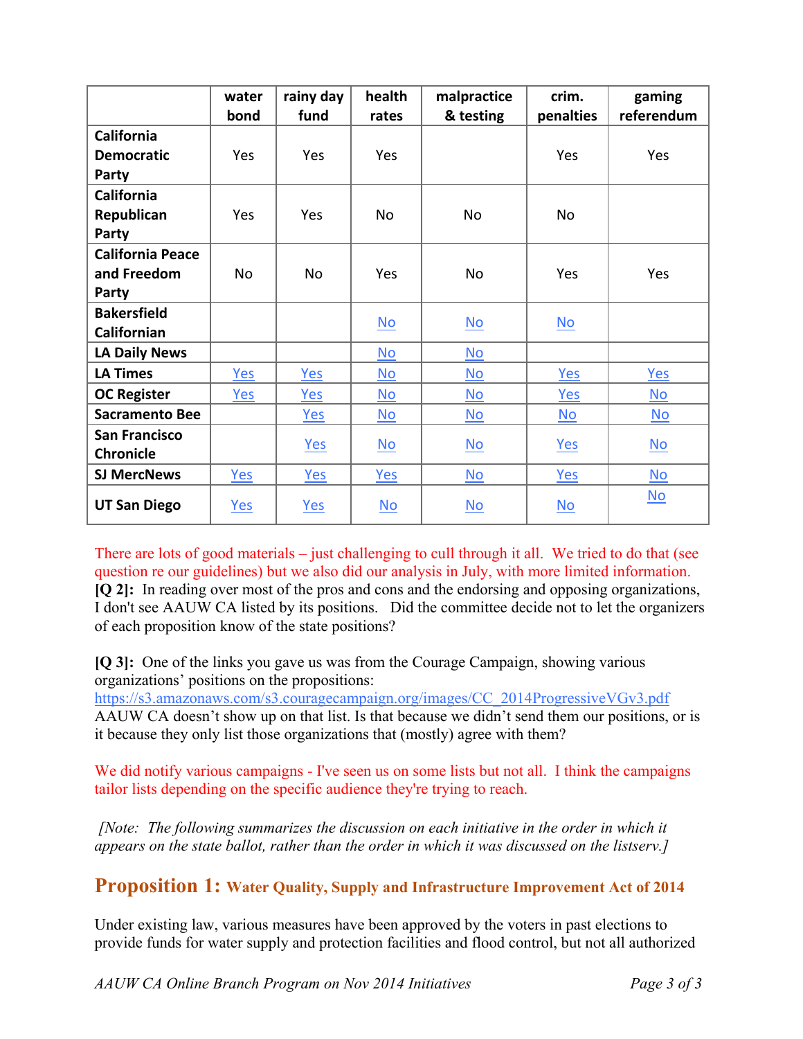| | water bond | rainy day fund | health rates | malpractice & testing | crim. penalties | gaming referendum |
|---|---|---|---|---|---|---|
| **California Democratic Party** | Yes | Yes | Yes | | Yes | Yes |
| **California Republican Party** | Yes | Yes | No | No | No | |
| **California Peace and Freedom Party** | No | No | Yes | No | Yes | Yes |
| **Bakersfield Californian** | | | No | No | No | |
| **LA Daily News** | | | No | No | | |
| **LA Times** | Yes | Yes | No | No | Yes | Yes |
| **OC Register** | Yes | Yes | No | No | Yes | No |
| **Sacramento Bee** | | Yes | No | No | No | No |
| **San Francisco Chronicle** | | Yes | No | No | Yes | No |
| **SJ MercNews** | Yes | Yes | Yes | No | Yes | No |
| **UT San Diego** | Yes | Yes | No | No | No | No |

There are lots of good materials – just challenging to cull through it all. We tried to do that (see question re our guidelines) but we also did our analysis in July, with more limited information.

**[Q 2]:** In reading over most of the pros and cons and the endorsing and opposing organizations, I don't see AAUW CA listed by its positions. Did the committee decide not to let the organizers of each proposition know of the state positions?

**[Q 3]:** One of the links you gave us was from the Courage Campaign, showing various organizations' positions on the propositions:
https://s3.amazonaws.com/s3.couragecampaign.org/images/CC_2014ProgressiveVGv3.pdf
AAUW CA doesn't show up on that list. Is that because we didn't send them our positions, or is it because they only list those organizations that (mostly) agree with them?

We did notify various campaigns - I've seen us on some lists but not all. I think the campaigns tailor lists depending on the specific audience they're trying to reach.

*[Note: The following summarizes the discussion on each initiative in the order in which it appears on the state ballot, rather than the order in which it was discussed on the listserv.]*

## Proposition 1: Water Quality, Supply and Infrastructure Improvement Act of 2014

Under existing law, various measures have been approved by the voters in past elections to provide funds for water supply and protection facilities and flood control, but not all authorized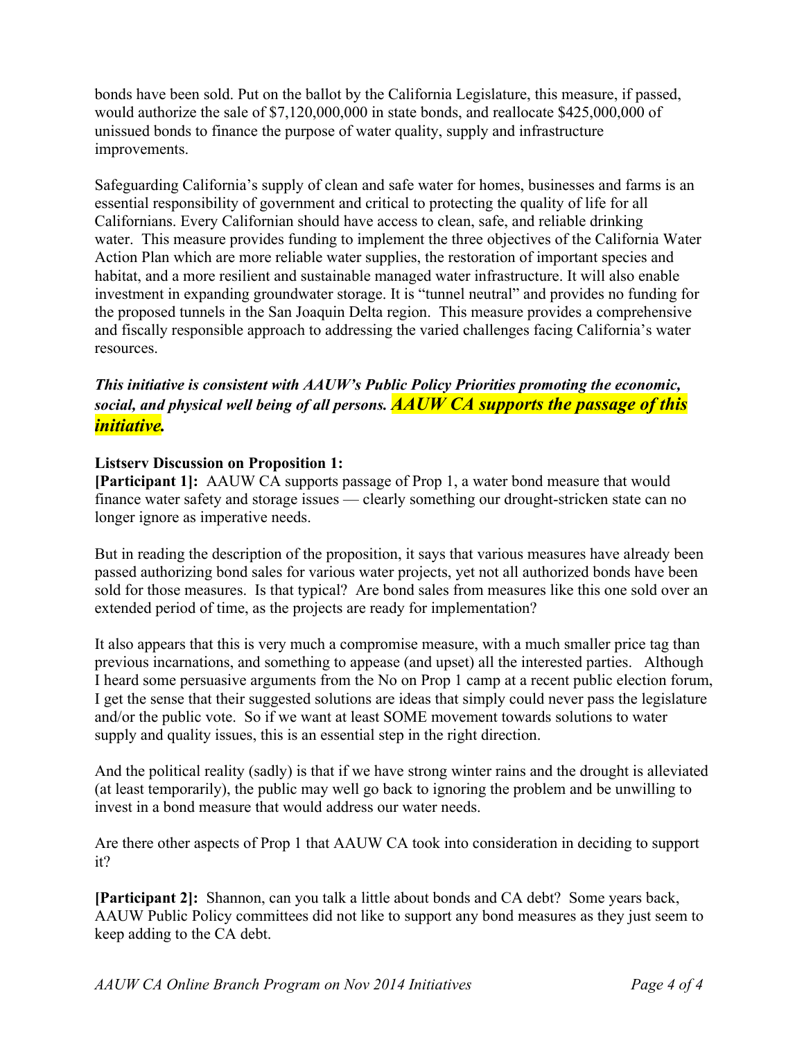bonds have been sold. Put on the ballot by the California Legislature, this measure, if passed, would authorize the sale of $7,120,000,000 in state bonds, and reallocate $425,000,000 of unissued bonds to finance the purpose of water quality, supply and infrastructure improvements.

Safeguarding California's supply of clean and safe water for homes, businesses and farms is an essential responsibility of government and critical to protecting the quality of life for all Californians. Every Californian should have access to clean, safe, and reliable drinking water. This measure provides funding to implement the three objectives of the California Water Action Plan which are more reliable water supplies, the restoration of important species and habitat, and a more resilient and sustainable managed water infrastructure. It will also enable investment in expanding groundwater storage. It is "tunnel neutral" and provides no funding for the proposed tunnels in the San Joaquin Delta region. This measure provides a comprehensive and fiscally responsible approach to addressing the varied challenges facing California's water resources.

***This initiative is consistent with AAUW's Public Policy Priorities promoting the economic, social, and physical well being of all persons. AAUW CA supports the passage of this initiative.***

**Listserv Discussion on Proposition 1:**

**[Participant 1]:** AAUW CA supports passage of Prop 1, a water bond measure that would finance water safety and storage issues — clearly something our drought-stricken state can no longer ignore as imperative needs.

But in reading the description of the proposition, it says that various measures have already been passed authorizing bond sales for various water projects, yet not all authorized bonds have been sold for those measures. Is that typical? Are bond sales from measures like this one sold over an extended period of time, as the projects are ready for implementation?

It also appears that this is very much a compromise measure, with a much smaller price tag than previous incarnations, and something to appease (and upset) all the interested parties. Although I heard some persuasive arguments from the No on Prop 1 camp at a recent public election forum, I get the sense that their suggested solutions are ideas that simply could never pass the legislature and/or the public vote. So if we want at least SOME movement towards solutions to water supply and quality issues, this is an essential step in the right direction.

And the political reality (sadly) is that if we have strong winter rains and the drought is alleviated (at least temporarily), the public may well go back to ignoring the problem and be unwilling to invest in a bond measure that would address our water needs.

Are there other aspects of Prop 1 that AAUW CA took into consideration in deciding to support it?

**[Participant 2]:** Shannon, can you talk a little about bonds and CA debt? Some years back, AAUW Public Policy committees did not like to support any bond measures as they just seem to keep adding to the CA debt.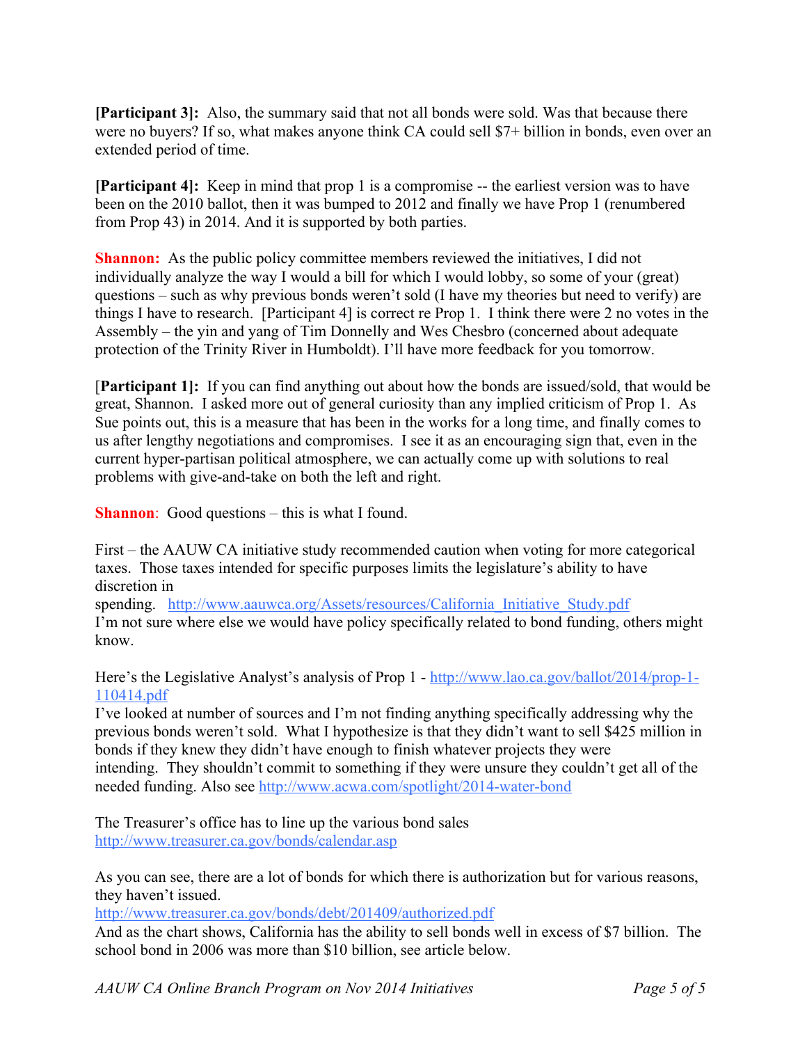**[Participant 3]:** Also, the summary said that not all bonds were sold. Was that because there were no buyers? If so, what makes anyone think CA could sell $7+ billion in bonds, even over an extended period of time.

**[Participant 4]:** Keep in mind that prop 1 is a compromise -- the earliest version was to have been on the 2010 ballot, then it was bumped to 2012 and finally we have Prop 1 (renumbered from Prop 43) in 2014. And it is supported by both parties.

**Shannon:** As the public policy committee members reviewed the initiatives, I did not individually analyze the way I would a bill for which I would lobby, so some of your (great) questions – such as why previous bonds weren't sold (I have my theories but need to verify) are things I have to research. [Participant 4] is correct re Prop 1. I think there were 2 no votes in the Assembly – the yin and yang of Tim Donnelly and Wes Chesbro (concerned about adequate protection of the Trinity River in Humboldt). I'll have more feedback for you tomorrow.

[**Participant 1]:** If you can find anything out about how the bonds are issued/sold, that would be great, Shannon. I asked more out of general curiosity than any implied criticism of Prop 1. As Sue points out, this is a measure that has been in the works for a long time, and finally comes to us after lengthy negotiations and compromises. I see it as an encouraging sign that, even in the current hyper-partisan political atmosphere, we can actually come up with solutions to real problems with give-and-take on both the left and right.

**Shannon**: Good questions – this is what I found.

First – the AAUW CA initiative study recommended caution when voting for more categorical taxes. Those taxes intended for specific purposes limits the legislature's ability to have discretion in spending. http://www.aauwca.org/Assets/resources/California_Initiative_Study.pdf
I'm not sure where else we would have policy specifically related to bond funding, others might know.

Here's the Legislative Analyst's analysis of Prop 1 - http://www.lao.ca.gov/ballot/2014/prop-1-110414.pdf
I've looked at number of sources and I'm not finding anything specifically addressing why the previous bonds weren't sold. What I hypothesize is that they didn't want to sell $425 million in bonds if they knew they didn't have enough to finish whatever projects they were intending. They shouldn't commit to something if they were unsure they couldn't get all of the needed funding. Also see http://www.acwa.com/spotlight/2014-water-bond

The Treasurer's office has to line up the various bond sales
http://www.treasurer.ca.gov/bonds/calendar.asp

As you can see, there are a lot of bonds for which there is authorization but for various reasons, they haven't issued.
http://www.treasurer.ca.gov/bonds/debt/201409/authorized.pdf
And as the chart shows, California has the ability to sell bonds well in excess of $7 billion. The school bond in 2006 was more than $10 billion, see article below.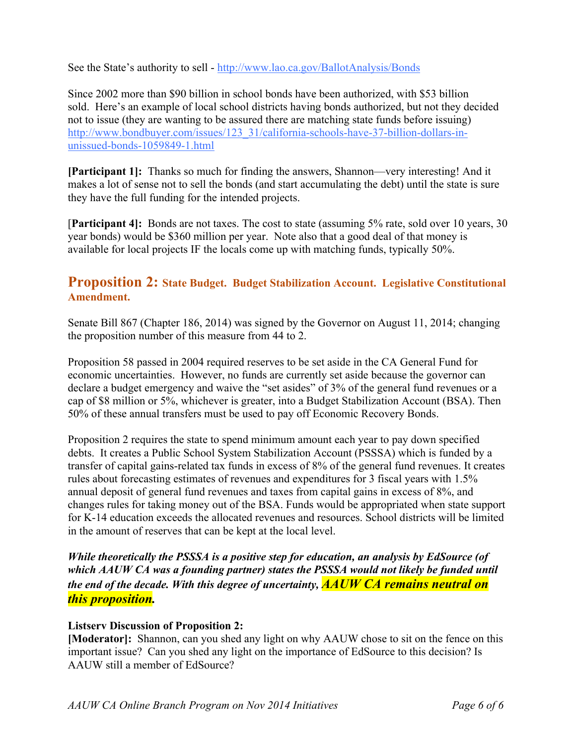See the State's authority to sell - http://www.lao.ca.gov/BallotAnalysis/Bonds

Since 2002 more than $90 billion in school bonds have been authorized, with $53 billion sold. Here's an example of local school districts having bonds authorized, but not they decided not to issue (they are wanting to be assured there are matching state funds before issuing) http://www.bondbuyer.com/issues/123_31/california-schools-have-37-billion-dollars-in-unissued-bonds-1059849-1.html

**[Participant 1]:** Thanks so much for finding the answers, Shannon—very interesting! And it makes a lot of sense not to sell the bonds (and start accumulating the debt) until the state is sure they have the full funding for the intended projects.

[**Participant 4]:** Bonds are not taxes. The cost to state (assuming 5% rate, sold over 10 years, 30 year bonds) would be $360 million per year. Note also that a good deal of that money is available for local projects IF the locals come up with matching funds, typically 50%.

## Proposition 2: State Budget. Budget Stabilization Account. Legislative Constitutional Amendment.

Senate Bill 867 (Chapter 186, 2014) was signed by the Governor on August 11, 2014; changing the proposition number of this measure from 44 to 2.

Proposition 58 passed in 2004 required reserves to be set aside in the CA General Fund for economic uncertainties. However, no funds are currently set aside because the governor can declare a budget emergency and waive the "set asides" of 3% of the general fund revenues or a cap of $8 million or 5%, whichever is greater, into a Budget Stabilization Account (BSA). Then 50% of these annual transfers must be used to pay off Economic Recovery Bonds.

Proposition 2 requires the state to spend minimum amount each year to pay down specified debts. It creates a Public School System Stabilization Account (PSSSA) which is funded by a transfer of capital gains-related tax funds in excess of 8% of the general fund revenues. It creates rules about forecasting estimates of revenues and expenditures for 3 fiscal years with 1.5% annual deposit of general fund revenues and taxes from capital gains in excess of 8%, and changes rules for taking money out of the BSA. Funds would be appropriated when state support for K-14 education exceeds the allocated revenues and resources. School districts will be limited in the amount of reserves that can be kept at the local level.

***While theoretically the PSSSA is a positive step for education, an analysis by EdSource (of which AAUW CA was a founding partner) states the PSSSA would not likely be funded until the end of the decade. With this degree of uncertainty, AAUW CA remains neutral on this proposition.***

**Listserv Discussion of Proposition 2:**
**[Moderator]:** Shannon, can you shed any light on why AAUW chose to sit on the fence on this important issue? Can you shed any light on the importance of EdSource to this decision? Is AAUW still a member of EdSource?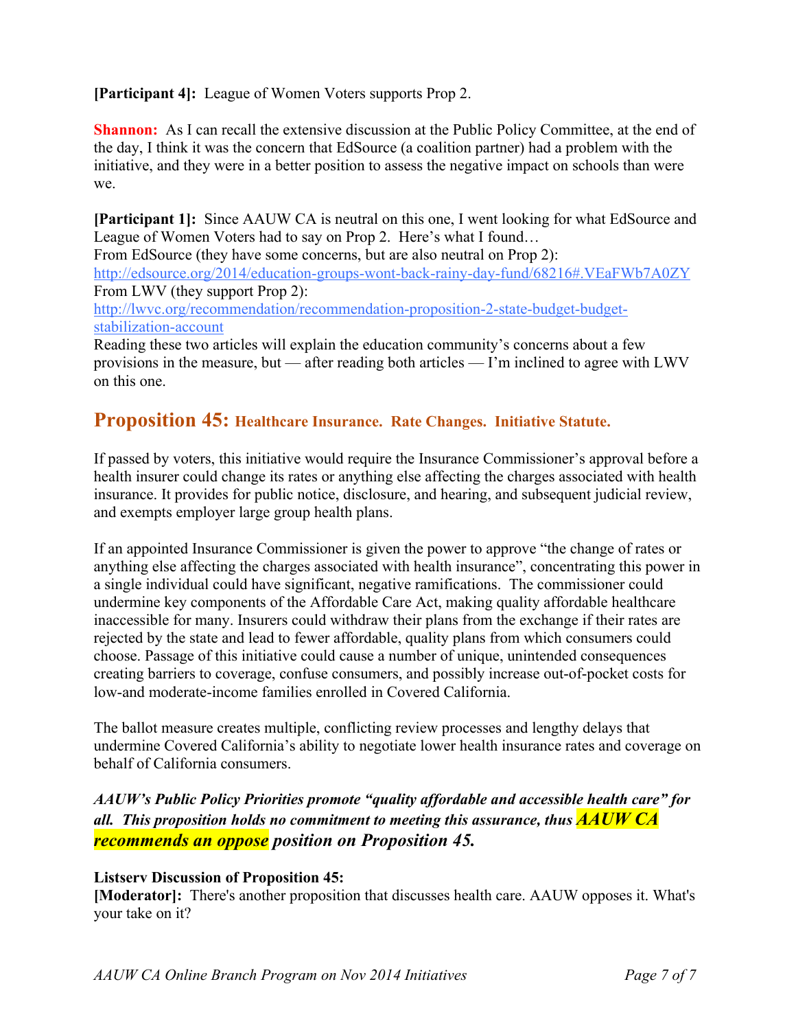**[Participant 4]:** League of Women Voters supports Prop 2.

**Shannon:** As I can recall the extensive discussion at the Public Policy Committee, at the end of the day, I think it was the concern that EdSource (a coalition partner) had a problem with the initiative, and they were in a better position to assess the negative impact on schools than were we.

**[Participant 1]:** Since AAUW CA is neutral on this one, I went looking for what EdSource and League of Women Voters had to say on Prop 2. Here's what I found…
From EdSource (they have some concerns, but are also neutral on Prop 2):
http://edsource.org/2014/education-groups-wont-back-rainy-day-fund/68216#.VEaFWb7A0ZY
From LWV (they support Prop 2):
http://lwvc.org/recommendation/recommendation-proposition-2-state-budget-budget-stabilization-account
Reading these two articles will explain the education community's concerns about a few provisions in the measure, but — after reading both articles — I'm inclined to agree with LWV on this one.

## Proposition 45: Healthcare Insurance. Rate Changes. Initiative Statute.

If passed by voters, this initiative would require the Insurance Commissioner's approval before a health insurer could change its rates or anything else affecting the charges associated with health insurance. It provides for public notice, disclosure, and hearing, and subsequent judicial review, and exempts employer large group health plans.

If an appointed Insurance Commissioner is given the power to approve "the change of rates or anything else affecting the charges associated with health insurance", concentrating this power in a single individual could have significant, negative ramifications. The commissioner could undermine key components of the Affordable Care Act, making quality affordable healthcare inaccessible for many. Insurers could withdraw their plans from the exchange if their rates are rejected by the state and lead to fewer affordable, quality plans from which consumers could choose. Passage of this initiative could cause a number of unique, unintended consequences creating barriers to coverage, confuse consumers, and possibly increase out-of-pocket costs for low-and moderate-income families enrolled in Covered California.

The ballot measure creates multiple, conflicting review processes and lengthy delays that undermine Covered California's ability to negotiate lower health insurance rates and coverage on behalf of California consumers.

***AAUW's Public Policy Priorities promote "quality affordable and accessible health care" for all. This proposition holds no commitment to meeting this assurance, thus AAUW CA recommends an oppose position on Proposition 45.***

**Listserv Discussion of Proposition 45:**
**[Moderator]:** There's another proposition that discusses health care. AAUW opposes it. What's your take on it?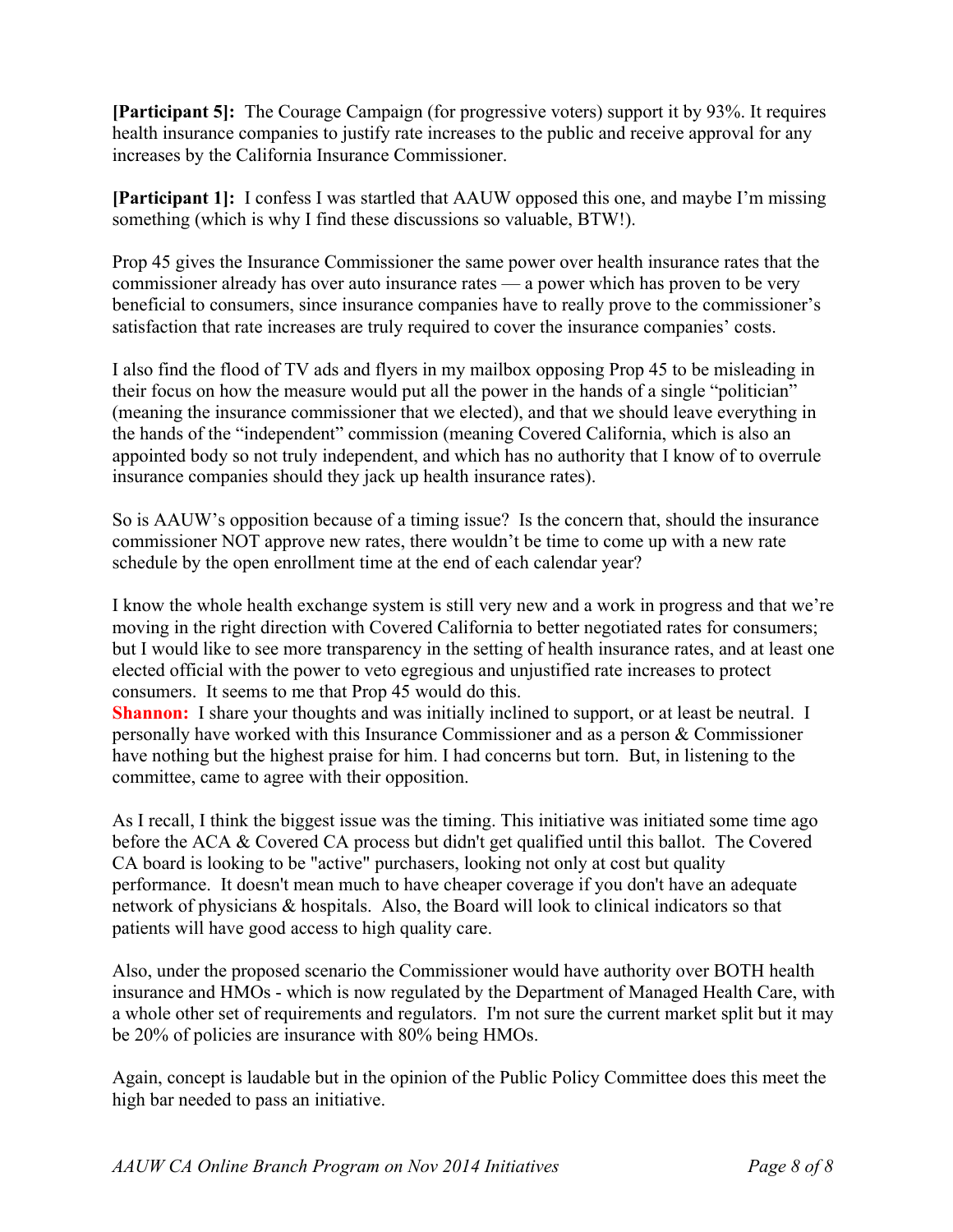**[Participant 5]:** The Courage Campaign (for progressive voters) support it by 93%. It requires health insurance companies to justify rate increases to the public and receive approval for any increases by the California Insurance Commissioner.

**[Participant 1]:** I confess I was startled that AAUW opposed this one, and maybe I'm missing something (which is why I find these discussions so valuable, BTW!).

Prop 45 gives the Insurance Commissioner the same power over health insurance rates that the commissioner already has over auto insurance rates — a power which has proven to be very beneficial to consumers, since insurance companies have to really prove to the commissioner's satisfaction that rate increases are truly required to cover the insurance companies' costs.

I also find the flood of TV ads and flyers in my mailbox opposing Prop 45 to be misleading in their focus on how the measure would put all the power in the hands of a single "politician" (meaning the insurance commissioner that we elected), and that we should leave everything in the hands of the "independent" commission (meaning Covered California, which is also an appointed body so not truly independent, and which has no authority that I know of to overrule insurance companies should they jack up health insurance rates).

So is AAUW's opposition because of a timing issue? Is the concern that, should the insurance commissioner NOT approve new rates, there wouldn't be time to come up with a new rate schedule by the open enrollment time at the end of each calendar year?

I know the whole health exchange system is still very new and a work in progress and that we're moving in the right direction with Covered California to better negotiated rates for consumers; but I would like to see more transparency in the setting of health insurance rates, and at least one elected official with the power to veto egregious and unjustified rate increases to protect consumers. It seems to me that Prop 45 would do this.

**Shannon:** I share your thoughts and was initially inclined to support, or at least be neutral. I personally have worked with this Insurance Commissioner and as a person & Commissioner have nothing but the highest praise for him. I had concerns but torn. But, in listening to the committee, came to agree with their opposition.

As I recall, I think the biggest issue was the timing. This initiative was initiated some time ago before the ACA & Covered CA process but didn't get qualified until this ballot. The Covered CA board is looking to be "active" purchasers, looking not only at cost but quality performance. It doesn't mean much to have cheaper coverage if you don't have an adequate network of physicians & hospitals. Also, the Board will look to clinical indicators so that patients will have good access to high quality care.

Also, under the proposed scenario the Commissioner would have authority over BOTH health insurance and HMOs - which is now regulated by the Department of Managed Health Care, with a whole other set of requirements and regulators. I'm not sure the current market split but it may be 20% of policies are insurance with 80% being HMOs.

Again, concept is laudable but in the opinion of the Public Policy Committee does this meet the high bar needed to pass an initiative.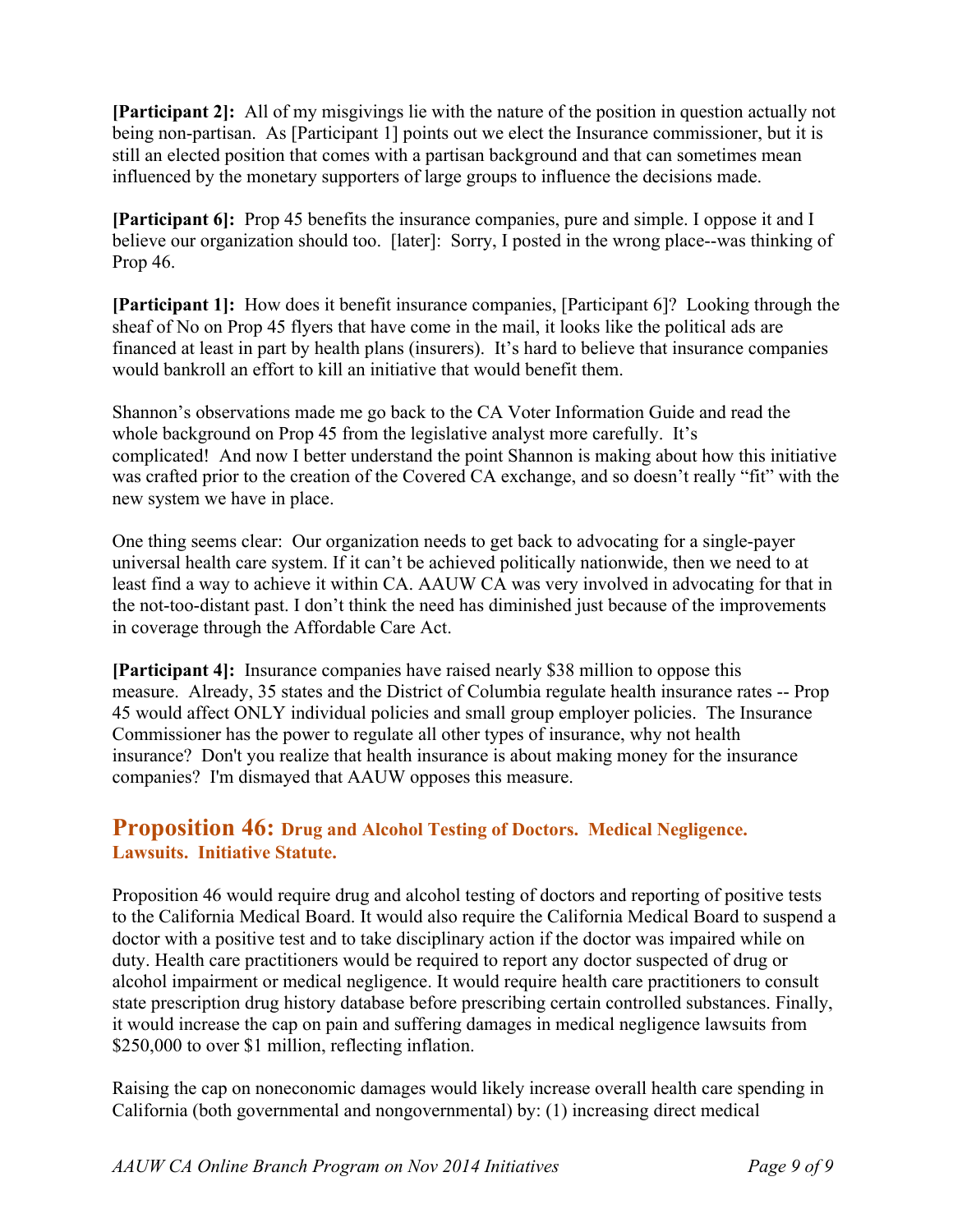**[Participant 2]:** All of my misgivings lie with the nature of the position in question actually not being non-partisan. As [Participant 1] points out we elect the Insurance commissioner, but it is still an elected position that comes with a partisan background and that can sometimes mean influenced by the monetary supporters of large groups to influence the decisions made.

**[Participant 6]:** Prop 45 benefits the insurance companies, pure and simple. I oppose it and I believe our organization should too. [later]: Sorry, I posted in the wrong place--was thinking of Prop 46.

**[Participant 1]:** How does it benefit insurance companies, [Participant 6]? Looking through the sheaf of No on Prop 45 flyers that have come in the mail, it looks like the political ads are financed at least in part by health plans (insurers). It's hard to believe that insurance companies would bankroll an effort to kill an initiative that would benefit them.

Shannon's observations made me go back to the CA Voter Information Guide and read the whole background on Prop 45 from the legislative analyst more carefully. It's complicated! And now I better understand the point Shannon is making about how this initiative was crafted prior to the creation of the Covered CA exchange, and so doesn't really "fit" with the new system we have in place.

One thing seems clear: Our organization needs to get back to advocating for a single-payer universal health care system. If it can't be achieved politically nationwide, then we need to at least find a way to achieve it within CA. AAUW CA was very involved in advocating for that in the not-too-distant past. I don't think the need has diminished just because of the improvements in coverage through the Affordable Care Act.

**[Participant 4]:** Insurance companies have raised nearly $38 million to oppose this measure. Already, 35 states and the District of Columbia regulate health insurance rates -- Prop 45 would affect ONLY individual policies and small group employer policies. The Insurance Commissioner has the power to regulate all other types of insurance, why not health insurance? Don't you realize that health insurance is about making money for the insurance companies? I'm dismayed that AAUW opposes this measure.

## Proposition 46: Drug and Alcohol Testing of Doctors. Medical Negligence. Lawsuits. Initiative Statute.

Proposition 46 would require drug and alcohol testing of doctors and reporting of positive tests to the California Medical Board. It would also require the California Medical Board to suspend a doctor with a positive test and to take disciplinary action if the doctor was impaired while on duty. Health care practitioners would be required to report any doctor suspected of drug or alcohol impairment or medical negligence. It would require health care practitioners to consult state prescription drug history database before prescribing certain controlled substances. Finally, it would increase the cap on pain and suffering damages in medical negligence lawsuits from $250,000 to over $1 million, reflecting inflation.

Raising the cap on noneconomic damages would likely increase overall health care spending in California (both governmental and nongovernmental) by: (1) increasing direct medical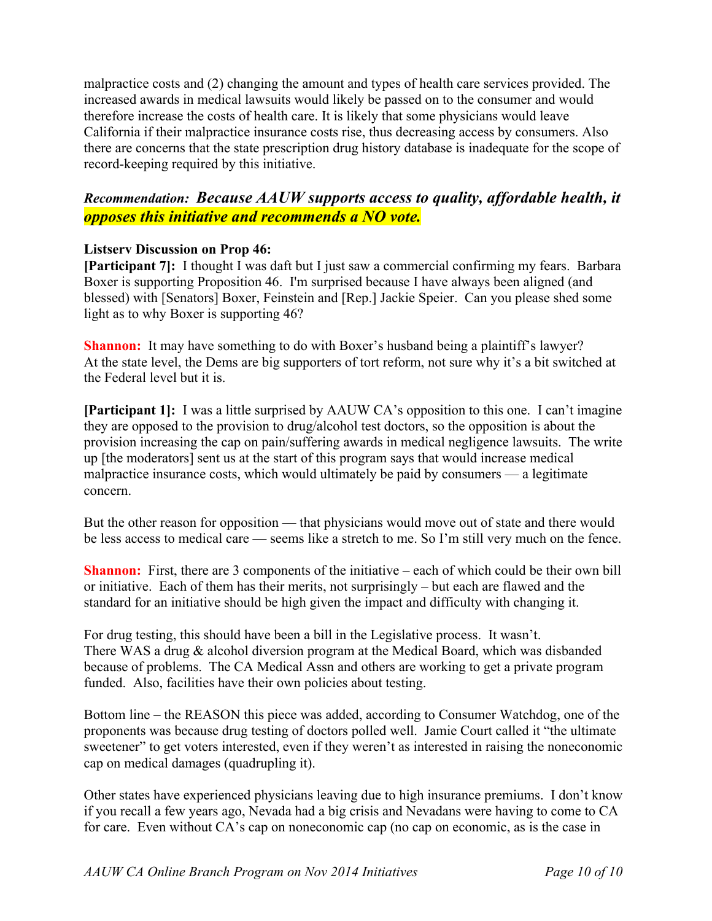malpractice costs and (2) changing the amount and types of health care services provided. The increased awards in medical lawsuits would likely be passed on to the consumer and would therefore increase the costs of health care. It is likely that some physicians would leave California if their malpractice insurance costs rise, thus decreasing access by consumers. Also there are concerns that the state prescription drug history database is inadequate for the scope of record-keeping required by this initiative.

***Recommendation:* *Because AAUW supports access to quality, affordable health, it opposes this initiative and recommends a NO vote.***

**Listserv Discussion on Prop 46:**

**[Participant 7]:** I thought I was daft but I just saw a commercial confirming my fears. Barbara Boxer is supporting Proposition 46. I'm surprised because I have always been aligned (and blessed) with [Senators] Boxer, Feinstein and [Rep.] Jackie Speier. Can you please shed some light as to why Boxer is supporting 46?

**Shannon:** It may have something to do with Boxer's husband being a plaintiff's lawyer? At the state level, the Dems are big supporters of tort reform, not sure why it's a bit switched at the Federal level but it is.

**[Participant 1]:** I was a little surprised by AAUW CA's opposition to this one. I can't imagine they are opposed to the provision to drug/alcohol test doctors, so the opposition is about the provision increasing the cap on pain/suffering awards in medical negligence lawsuits. The write up [the moderators] sent us at the start of this program says that would increase medical malpractice insurance costs, which would ultimately be paid by consumers — a legitimate concern.

But the other reason for opposition — that physicians would move out of state and there would be less access to medical care — seems like a stretch to me. So I'm still very much on the fence.

**Shannon:** First, there are 3 components of the initiative – each of which could be their own bill or initiative. Each of them has their merits, not surprisingly – but each are flawed and the standard for an initiative should be high given the impact and difficulty with changing it.

For drug testing, this should have been a bill in the Legislative process. It wasn't. There WAS a drug & alcohol diversion program at the Medical Board, which was disbanded because of problems. The CA Medical Assn and others are working to get a private program funded. Also, facilities have their own policies about testing.

Bottom line – the REASON this piece was added, according to Consumer Watchdog, one of the proponents was because drug testing of doctors polled well. Jamie Court called it "the ultimate sweetener" to get voters interested, even if they weren't as interested in raising the noneconomic cap on medical damages (quadrupling it).

Other states have experienced physicians leaving due to high insurance premiums. I don't know if you recall a few years ago, Nevada had a big crisis and Nevadans were having to come to CA for care. Even without CA's cap on noneconomic cap (no cap on economic, as is the case in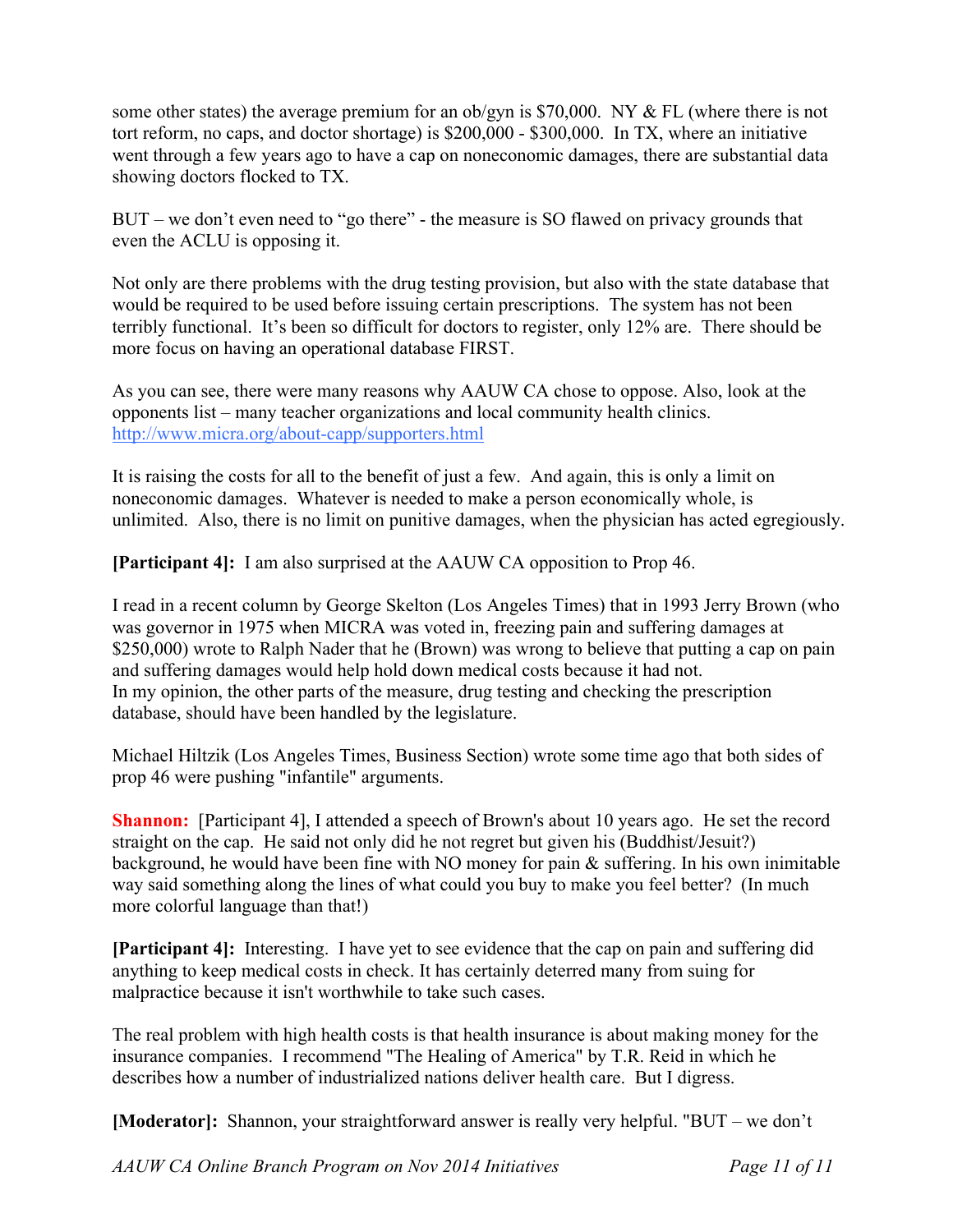some other states) the average premium for an ob/gyn is $70,000. NY & FL (where there is not tort reform, no caps, and doctor shortage) is $200,000 - $300,000. In TX, where an initiative went through a few years ago to have a cap on noneconomic damages, there are substantial data showing doctors flocked to TX.

BUT – we don't even need to "go there" - the measure is SO flawed on privacy grounds that even the ACLU is opposing it.

Not only are there problems with the drug testing provision, but also with the state database that would be required to be used before issuing certain prescriptions. The system has not been terribly functional. It's been so difficult for doctors to register, only 12% are. There should be more focus on having an operational database FIRST.

As you can see, there were many reasons why AAUW CA chose to oppose. Also, look at the opponents list – many teacher organizations and local community health clinics. http://www.micra.org/about-capp/supporters.html

It is raising the costs for all to the benefit of just a few. And again, this is only a limit on noneconomic damages. Whatever is needed to make a person economically whole, is unlimited. Also, there is no limit on punitive damages, when the physician has acted egregiously.

**[Participant 4]:** I am also surprised at the AAUW CA opposition to Prop 46.

I read in a recent column by George Skelton (Los Angeles Times) that in 1993 Jerry Brown (who was governor in 1975 when MICRA was voted in, freezing pain and suffering damages at $250,000) wrote to Ralph Nader that he (Brown) was wrong to believe that putting a cap on pain and suffering damages would help hold down medical costs because it had not.
In my opinion, the other parts of the measure, drug testing and checking the prescription database, should have been handled by the legislature.

Michael Hiltzik (Los Angeles Times, Business Section) wrote some time ago that both sides of prop 46 were pushing "infantile" arguments.

**Shannon:** [Participant 4], I attended a speech of Brown's about 10 years ago. He set the record straight on the cap. He said not only did he not regret but given his (Buddhist/Jesuit?) background, he would have been fine with NO money for pain & suffering. In his own inimitable way said something along the lines of what could you buy to make you feel better? (In much more colorful language than that!)

**[Participant 4]:** Interesting. I have yet to see evidence that the cap on pain and suffering did anything to keep medical costs in check. It has certainly deterred many from suing for malpractice because it isn't worthwhile to take such cases.

The real problem with high health costs is that health insurance is about making money for the insurance companies. I recommend "The Healing of America" by T.R. Reid in which he describes how a number of industrialized nations deliver health care. But I digress.

**[Moderator]:** Shannon, your straightforward answer is really very helpful. "BUT – we don't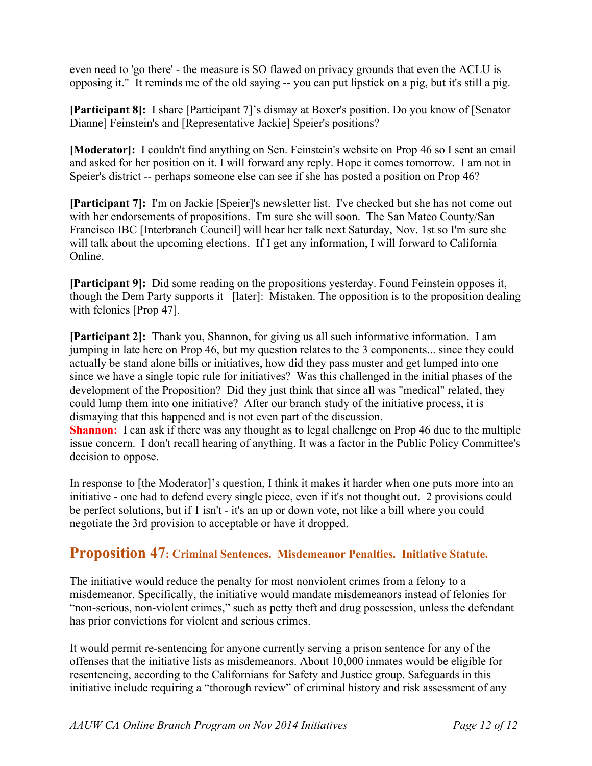even need to 'go there' - the measure is SO flawed on privacy grounds that even the ACLU is opposing it." It reminds me of the old saying -- you can put lipstick on a pig, but it's still a pig.

**[Participant 8]:** I share [Participant 7]'s dismay at Boxer's position. Do you know of [Senator Dianne] Feinstein's and [Representative Jackie] Speier's positions?

**[Moderator]:** I couldn't find anything on Sen. Feinstein's website on Prop 46 so I sent an email and asked for her position on it. I will forward any reply. Hope it comes tomorrow. I am not in Speier's district -- perhaps someone else can see if she has posted a position on Prop 46?

**[Participant 7]:** I'm on Jackie [Speier]'s newsletter list. I've checked but she has not come out with her endorsements of propositions. I'm sure she will soon. The San Mateo County/San Francisco IBC [Interbranch Council] will hear her talk next Saturday, Nov. 1st so I'm sure she will talk about the upcoming elections. If I get any information, I will forward to California Online.

**[Participant 9]:** Did some reading on the propositions yesterday. Found Feinstein opposes it, though the Dem Party supports it [later]: Mistaken. The opposition is to the proposition dealing with felonies [Prop 47].

**[Participant 2]:** Thank you, Shannon, for giving us all such informative information. I am jumping in late here on Prop 46, but my question relates to the 3 components... since they could actually be stand alone bills or initiatives, how did they pass muster and get lumped into one since we have a single topic rule for initiatives? Was this challenged in the initial phases of the development of the Proposition? Did they just think that since all was "medical" related, they could lump them into one initiative? After our branch study of the initiative process, it is dismaying that this happened and is not even part of the discussion.
**Shannon:** I can ask if there was any thought as to legal challenge on Prop 46 due to the multiple issue concern. I don't recall hearing of anything. It was a factor in the Public Policy Committee's decision to oppose.

In response to [the Moderator]'s question, I think it makes it harder when one puts more into an initiative - one had to defend every single piece, even if it's not thought out. 2 provisions could be perfect solutions, but if 1 isn't - it's an up or down vote, not like a bill where you could negotiate the 3rd provision to acceptable or have it dropped.

## Proposition 47: Criminal Sentences. Misdemeanor Penalties. Initiative Statute.

The initiative would reduce the penalty for most nonviolent crimes from a felony to a misdemeanor. Specifically, the initiative would mandate misdemeanors instead of felonies for "non-serious, non-violent crimes," such as petty theft and drug possession, unless the defendant has prior convictions for violent and serious crimes.

It would permit re-sentencing for anyone currently serving a prison sentence for any of the offenses that the initiative lists as misdemeanors. About 10,000 inmates would be eligible for resentencing, according to the Californians for Safety and Justice group. Safeguards in this initiative include requiring a "thorough review" of criminal history and risk assessment of any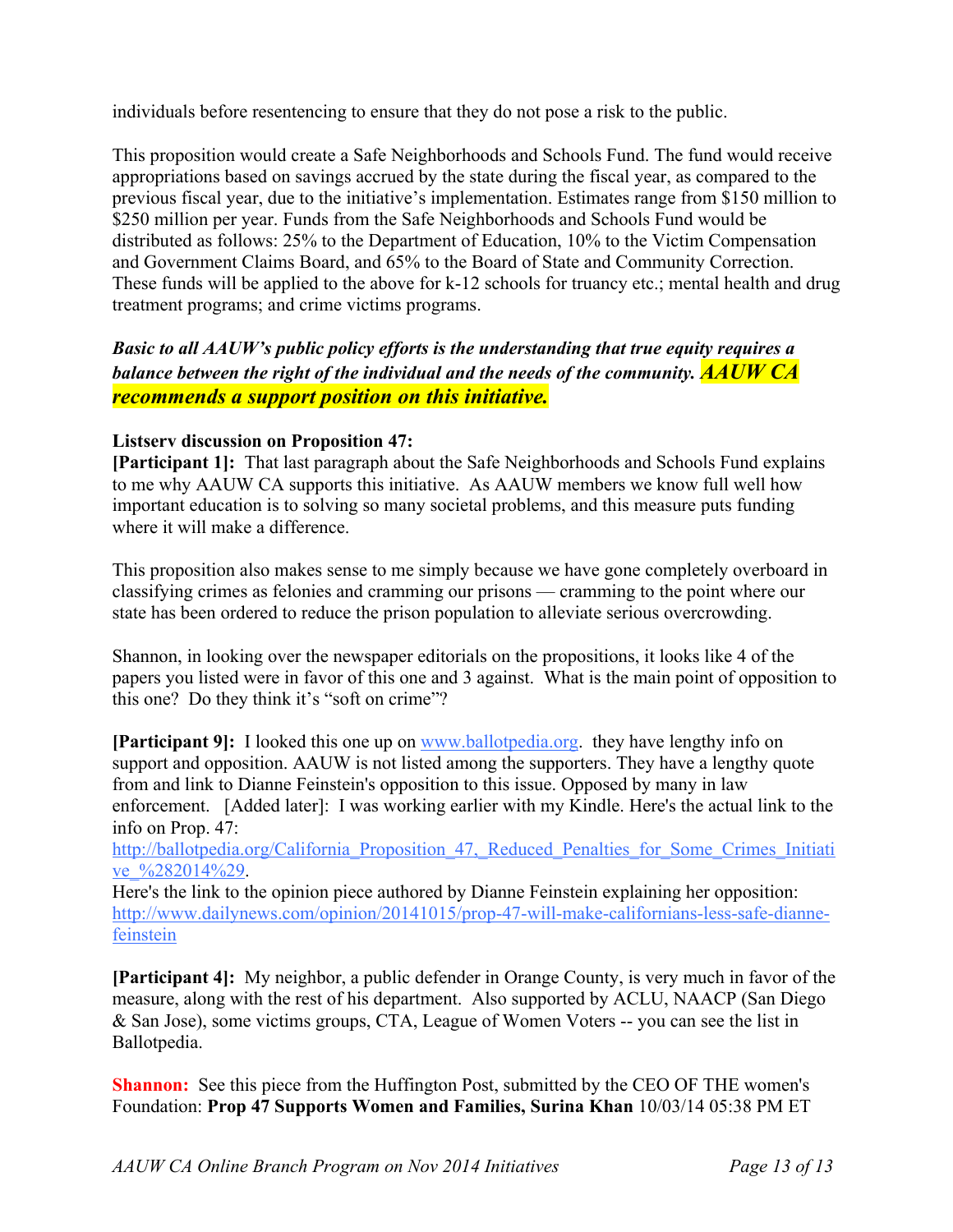individuals before resentencing to ensure that they do not pose a risk to the public.

This proposition would create a Safe Neighborhoods and Schools Fund. The fund would receive appropriations based on savings accrued by the state during the fiscal year, as compared to the previous fiscal year, due to the initiative's implementation. Estimates range from $150 million to $250 million per year. Funds from the Safe Neighborhoods and Schools Fund would be distributed as follows: 25% to the Department of Education, 10% to the Victim Compensation and Government Claims Board, and 65% to the Board of State and Community Correction. These funds will be applied to the above for k-12 schools for truancy etc.; mental health and drug treatment programs; and crime victims programs.

***Basic to all AAUW's public policy efforts is the understanding that true equity requires a balance between the right of the individual and the needs of the community. AAUW CA recommends a support position on this initiative.***

**Listserv discussion on Proposition 47:**

**[Participant 1]:** That last paragraph about the Safe Neighborhoods and Schools Fund explains to me why AAUW CA supports this initiative. As AAUW members we know full well how important education is to solving so many societal problems, and this measure puts funding where it will make a difference.

This proposition also makes sense to me simply because we have gone completely overboard in classifying crimes as felonies and cramming our prisons — cramming to the point where our state has been ordered to reduce the prison population to alleviate serious overcrowding.

Shannon, in looking over the newspaper editorials on the propositions, it looks like 4 of the papers you listed were in favor of this one and 3 against. What is the main point of opposition to this one? Do they think it's "soft on crime"?

**[Participant 9]:** I looked this one up on www.ballotpedia.org. they have lengthy info on support and opposition. AAUW is not listed among the supporters. They have a lengthy quote from and link to Dianne Feinstein's opposition to this issue. Opposed by many in law enforcement. [Added later]: I was working earlier with my Kindle. Here's the actual link to the info on Prop. 47:
http://ballotpedia.org/California_Proposition_47,_Reduced_Penalties_for_Some_Crimes_Initiative_%282014%29.
Here's the link to the opinion piece authored by Dianne Feinstein explaining her opposition:
http://www.dailynews.com/opinion/20141015/prop-47-will-make-californians-less-safe-dianne-feinstein

**[Participant 4]:** My neighbor, a public defender in Orange County, is very much in favor of the measure, along with the rest of his department. Also supported by ACLU, NAACP (San Diego & San Jose), some victims groups, CTA, League of Women Voters -- you can see the list in Ballotpedia.

**Shannon:** See this piece from the Huffington Post, submitted by the CEO OF THE women's Foundation: **Prop 47 Supports Women and Families, Surina Khan** 10/03/14 05:38 PM ET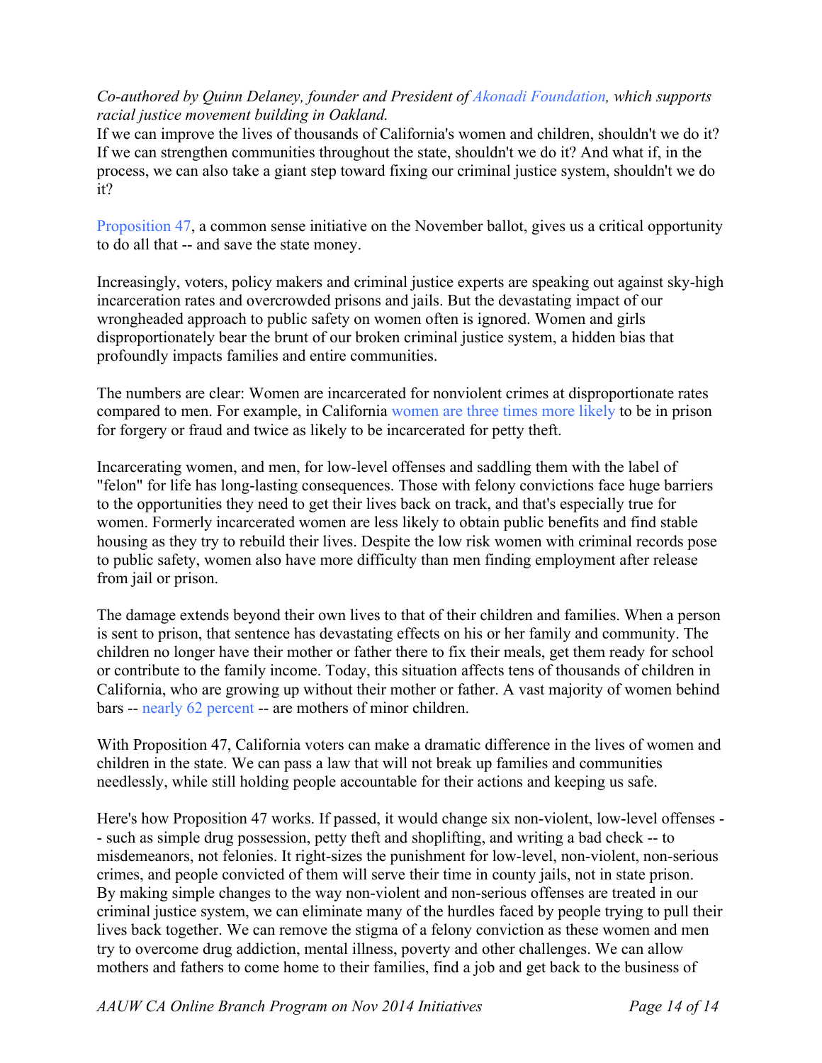*Co-authored by Quinn Delaney, founder and President of Akonadi Foundation, which supports racial justice movement building in Oakland.*

If we can improve the lives of thousands of California's women and children, shouldn't we do it? If we can strengthen communities throughout the state, shouldn't we do it? And what if, in the process, we can also take a giant step toward fixing our criminal justice system, shouldn't we do it?

Proposition 47, a common sense initiative on the November ballot, gives us a critical opportunity to do all that -- and save the state money.

Increasingly, voters, policy makers and criminal justice experts are speaking out against sky-high incarceration rates and overcrowded prisons and jails. But the devastating impact of our wrongheaded approach to public safety on women often is ignored. Women and girls disproportionately bear the brunt of our broken criminal justice system, a hidden bias that profoundly impacts families and entire communities.

The numbers are clear: Women are incarcerated for nonviolent crimes at disproportionate rates compared to men. For example, in California women are three times more likely to be in prison for forgery or fraud and twice as likely to be incarcerated for petty theft.

Incarcerating women, and men, for low-level offenses and saddling them with the label of "felon" for life has long-lasting consequences. Those with felony convictions face huge barriers to the opportunities they need to get their lives back on track, and that's especially true for women. Formerly incarcerated women are less likely to obtain public benefits and find stable housing as they try to rebuild their lives. Despite the low risk women with criminal records pose to public safety, women also have more difficulty than men finding employment after release from jail or prison.

The damage extends beyond their own lives to that of their children and families. When a person is sent to prison, that sentence has devastating effects on his or her family and community. The children no longer have their mother or father there to fix their meals, get them ready for school or contribute to the family income. Today, this situation affects tens of thousands of children in California, who are growing up without their mother or father. A vast majority of women behind bars -- nearly 62 percent -- are mothers of minor children.

With Proposition 47, California voters can make a dramatic difference in the lives of women and children in the state. We can pass a law that will not break up families and communities needlessly, while still holding people accountable for their actions and keeping us safe.

Here's how Proposition 47 works. If passed, it would change six non-violent, low-level offenses -- such as simple drug possession, petty theft and shoplifting, and writing a bad check -- to misdemeanors, not felonies. It right-sizes the punishment for low-level, non-violent, non-serious crimes, and people convicted of them will serve their time in county jails, not in state prison. By making simple changes to the way non-violent and non-serious offenses are treated in our criminal justice system, we can eliminate many of the hurdles faced by people trying to pull their lives back together. We can remove the stigma of a felony conviction as these women and men try to overcome drug addiction, mental illness, poverty and other challenges. We can allow mothers and fathers to come home to their families, find a job and get back to the business of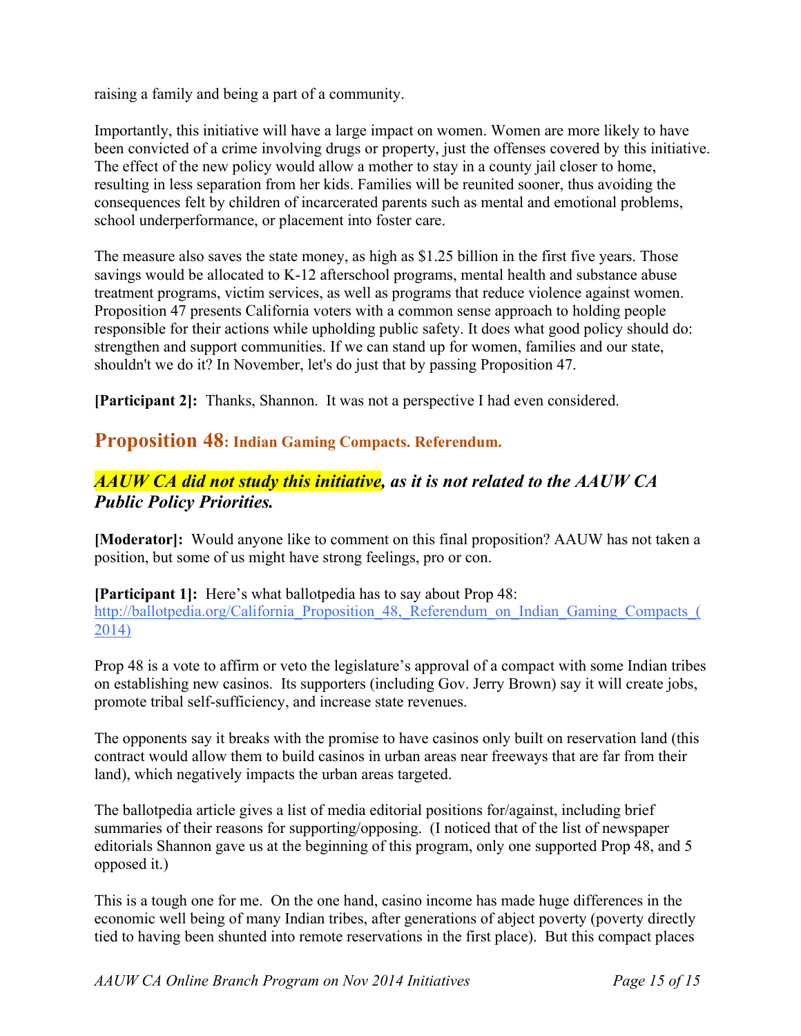raising a family and being a part of a community.

Importantly, this initiative will have a large impact on women. Women are more likely to have been convicted of a crime involving drugs or property, just the offenses covered by this initiative. The effect of the new policy would allow a mother to stay in a county jail closer to home, resulting in less separation from her kids. Families will be reunited sooner, thus avoiding the consequences felt by children of incarcerated parents such as mental and emotional problems, school underperformance, or placement into foster care.

The measure also saves the state money, as high as $1.25 billion in the first five years. Those savings would be allocated to K-12 afterschool programs, mental health and substance abuse treatment programs, victim services, as well as programs that reduce violence against women. Proposition 47 presents California voters with a common sense approach to holding people responsible for their actions while upholding public safety. It does what good policy should do: strengthen and support communities. If we can stand up for women, families and our state, shouldn't we do it? In November, let's do just that by passing Proposition 47.

**[Participant 2]:** Thanks, Shannon. It was not a perspective I had even considered.

## Proposition 48: Indian Gaming Compacts. Referendum.

### *AAUW CA did not study this initiative, as it is not related to the AAUW CA Public Policy Priorities.*

**[Moderator]:** Would anyone like to comment on this final proposition? AAUW has not taken a position, but some of us might have strong feelings, pro or con.

**[Participant 1]:** Here's what ballotpedia has to say about Prop 48: http://ballotpedia.org/California_Proposition_48,_Referendum_on_Indian_Gaming_Compacts_(2014)

Prop 48 is a vote to affirm or veto the legislature's approval of a compact with some Indian tribes on establishing new casinos. Its supporters (including Gov. Jerry Brown) say it will create jobs, promote tribal self-sufficiency, and increase state revenues.

The opponents say it breaks with the promise to have casinos only built on reservation land (this contract would allow them to build casinos in urban areas near freeways that are far from their land), which negatively impacts the urban areas targeted.

The ballotpedia article gives a list of media editorial positions for/against, including brief summaries of their reasons for supporting/opposing. (I noticed that of the list of newspaper editorials Shannon gave us at the beginning of this program, only one supported Prop 48, and 5 opposed it.)

This is a tough one for me. On the one hand, casino income has made huge differences in the economic well being of many Indian tribes, after generations of abject poverty (poverty directly tied to having been shunted into remote reservations in the first place). But this compact places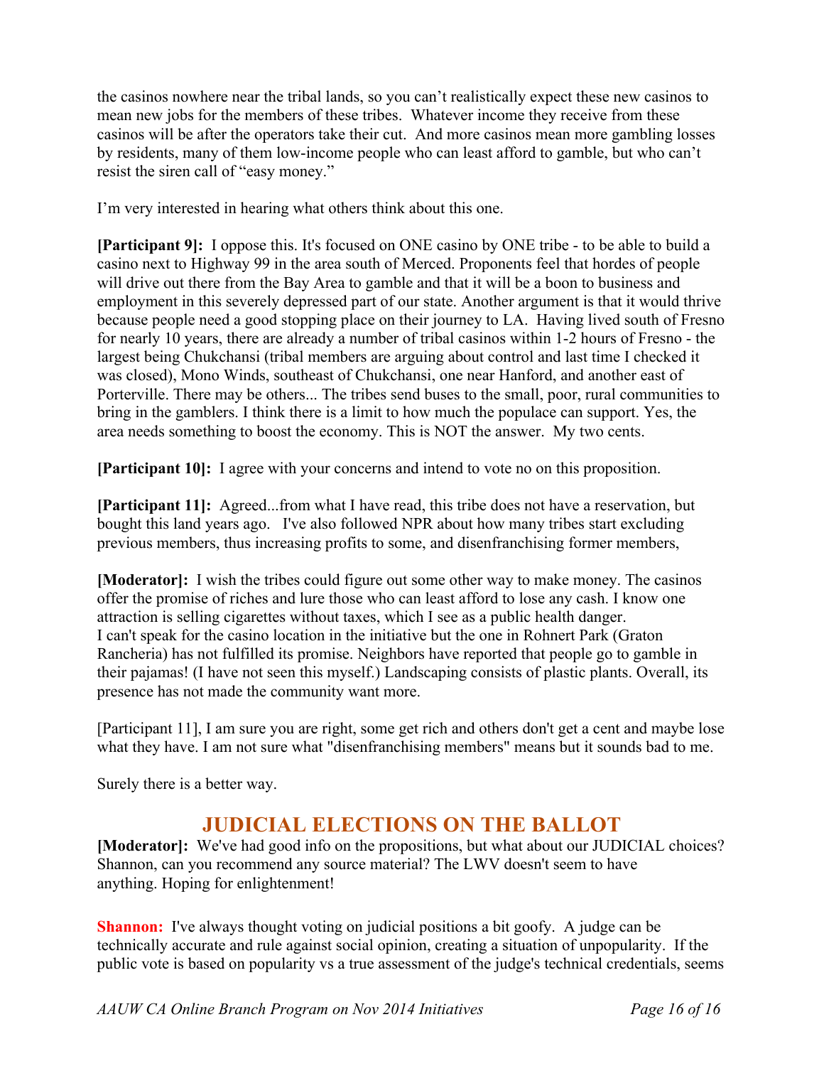the casinos nowhere near the tribal lands, so you can't realistically expect these new casinos to mean new jobs for the members of these tribes. Whatever income they receive from these casinos will be after the operators take their cut. And more casinos mean more gambling losses by residents, many of them low-income people who can least afford to gamble, but who can't resist the siren call of "easy money."

I'm very interested in hearing what others think about this one.

**[Participant 9]:** I oppose this. It's focused on ONE casino by ONE tribe - to be able to build a casino next to Highway 99 in the area south of Merced. Proponents feel that hordes of people will drive out there from the Bay Area to gamble and that it will be a boon to business and employment in this severely depressed part of our state. Another argument is that it would thrive because people need a good stopping place on their journey to LA. Having lived south of Fresno for nearly 10 years, there are already a number of tribal casinos within 1-2 hours of Fresno - the largest being Chukchansi (tribal members are arguing about control and last time I checked it was closed), Mono Winds, southeast of Chukchansi, one near Hanford, and another east of Porterville. There may be others... The tribes send buses to the small, poor, rural communities to bring in the gamblers. I think there is a limit to how much the populace can support. Yes, the area needs something to boost the economy. This is NOT the answer. My two cents.

**[Participant 10]:** I agree with your concerns and intend to vote no on this proposition.

**[Participant 11]:** Agreed...from what I have read, this tribe does not have a reservation, but bought this land years ago. I've also followed NPR about how many tribes start excluding previous members, thus increasing profits to some, and disenfranchising former members,

**[Moderator]:** I wish the tribes could figure out some other way to make money. The casinos offer the promise of riches and lure those who can least afford to lose any cash. I know one attraction is selling cigarettes without taxes, which I see as a public health danger.
I can't speak for the casino location in the initiative but the one in Rohnert Park (Graton Rancheria) has not fulfilled its promise. Neighbors have reported that people go to gamble in their pajamas! (I have not seen this myself.) Landscaping consists of plastic plants. Overall, its presence has not made the community want more.

[Participant 11], I am sure you are right, some get rich and others don't get a cent and maybe lose what they have. I am not sure what "disenfranchising members" means but it sounds bad to me.

Surely there is a better way.

## JUDICIAL ELECTIONS ON THE BALLOT

**[Moderator]:** We've had good info on the propositions, but what about our JUDICIAL choices? Shannon, can you recommend any source material? The LWV doesn't seem to have anything. Hoping for enlightenment!

**Shannon:** I've always thought voting on judicial positions a bit goofy. A judge can be technically accurate and rule against social opinion, creating a situation of unpopularity. If the public vote is based on popularity vs a true assessment of the judge's technical credentials, seems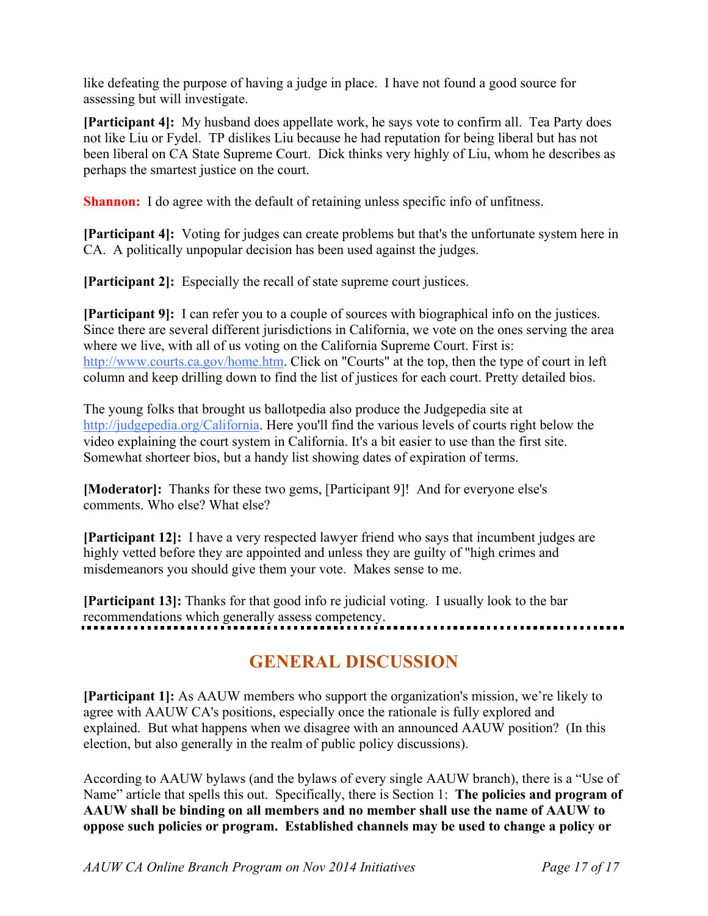like defeating the purpose of having a judge in place.  I have not found a good source for assessing but will investigate.

**[Participant 4]:** My husband does appellate work, he says vote to confirm all.  Tea Party does not like Liu or Fydel.  TP dislikes Liu because he had reputation for being liberal but has not been liberal on CA State Supreme Court.  Dick thinks very highly of Liu, whom he describes as perhaps the smartest justice on the court.

**Shannon:** I do agree with the default of retaining unless specific info of unfitness.

**[Participant 4]:** Voting for judges can create problems but that's the unfortunate system here in CA.  A politically unpopular decision has been used against the judges.

**[Participant 2]:** Especially the recall of state supreme court justices.

**[Participant 9]:** I can refer you to a couple of sources with biographical info on the justices. Since there are several different jurisdictions in California, we vote on the ones serving the area where we live, with all of us voting on the California Supreme Court. First is: http://www.courts.ca.gov/home.htm. Click on "Courts" at the top, then the type of court in left column and keep drilling down to find the list of justices for each court. Pretty detailed bios.

The young folks that brought us ballotpedia also produce the Judgepedia site at http://judgepedia.org/California. Here you'll find the various levels of courts right below the video explaining the court system in California. It's a bit easier to use than the first site. Somewhat shorteer bios, but a handy list showing dates of expiration of terms.

**[Moderator]:** Thanks for these two gems, [Participant 9]!  And for everyone else's comments. Who else? What else?

**[Participant 12]:** I have a very respected lawyer friend who says that incumbent judges are highly vetted before they are appointed and unless they are guilty of "high crimes and misdemeanors you should give them your vote.  Makes sense to me.

**[Participant 13]:** Thanks for that good info re judicial voting.  I usually look to the bar recommendations which generally assess competency.

## GENERAL DISCUSSION

**[Participant 1]:** As AAUW members who support the organization's mission, we're likely to agree with AAUW CA's positions, especially once the rationale is fully explored and explained.  But what happens when we disagree with an announced AAUW position?  (In this election, but also generally in the realm of public policy discussions).

According to AAUW bylaws (and the bylaws of every single AAUW branch), there is a "Use of Name" article that spells this out.  Specifically, there is Section 1:  **The policies and program of AAUW shall be binding on all members and no member shall use the name of AAUW to oppose such policies or program.  Established channels may be used to change a policy or**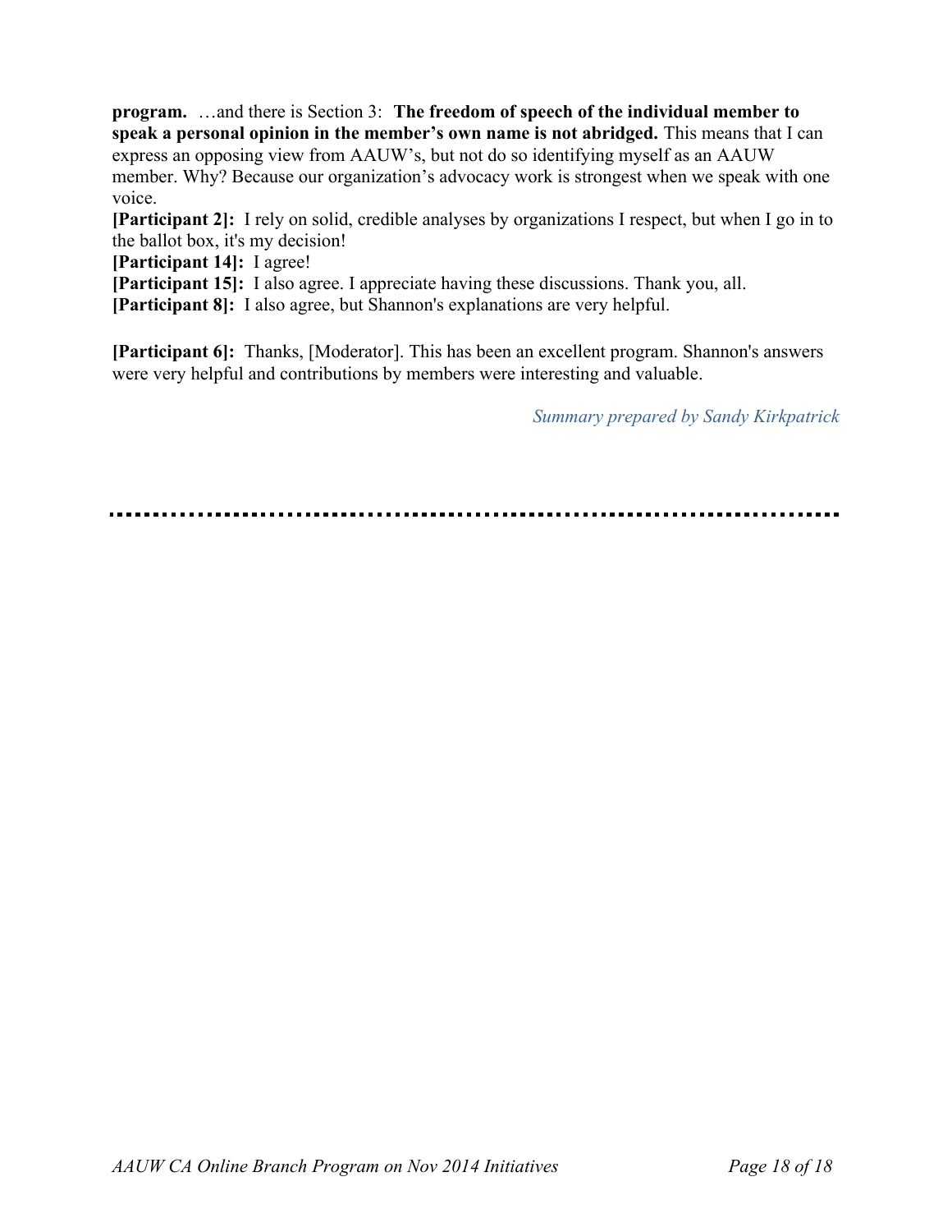**program.** …and there is Section 3: **The freedom of speech of the individual member to speak a personal opinion in the member's own name is not abridged.** This means that I can express an opposing view from AAUW's, but not do so identifying myself as an AAUW member. Why? Because our organization's advocacy work is strongest when we speak with one voice.

**[Participant 2]:** I rely on solid, credible analyses by organizations I respect, but when I go in to the ballot box, it's my decision!

**[Participant 14]:** I agree!

**[Participant 15]:** I also agree. I appreciate having these discussions. Thank you, all.

**[Participant 8]:** I also agree, but Shannon's explanations are very helpful.

**[Participant 6]:** Thanks, [Moderator]. This has been an excellent program. Shannon's answers were very helpful and contributions by members were interesting and valuable.

*Summary prepared by Sandy Kirkpatrick*

---